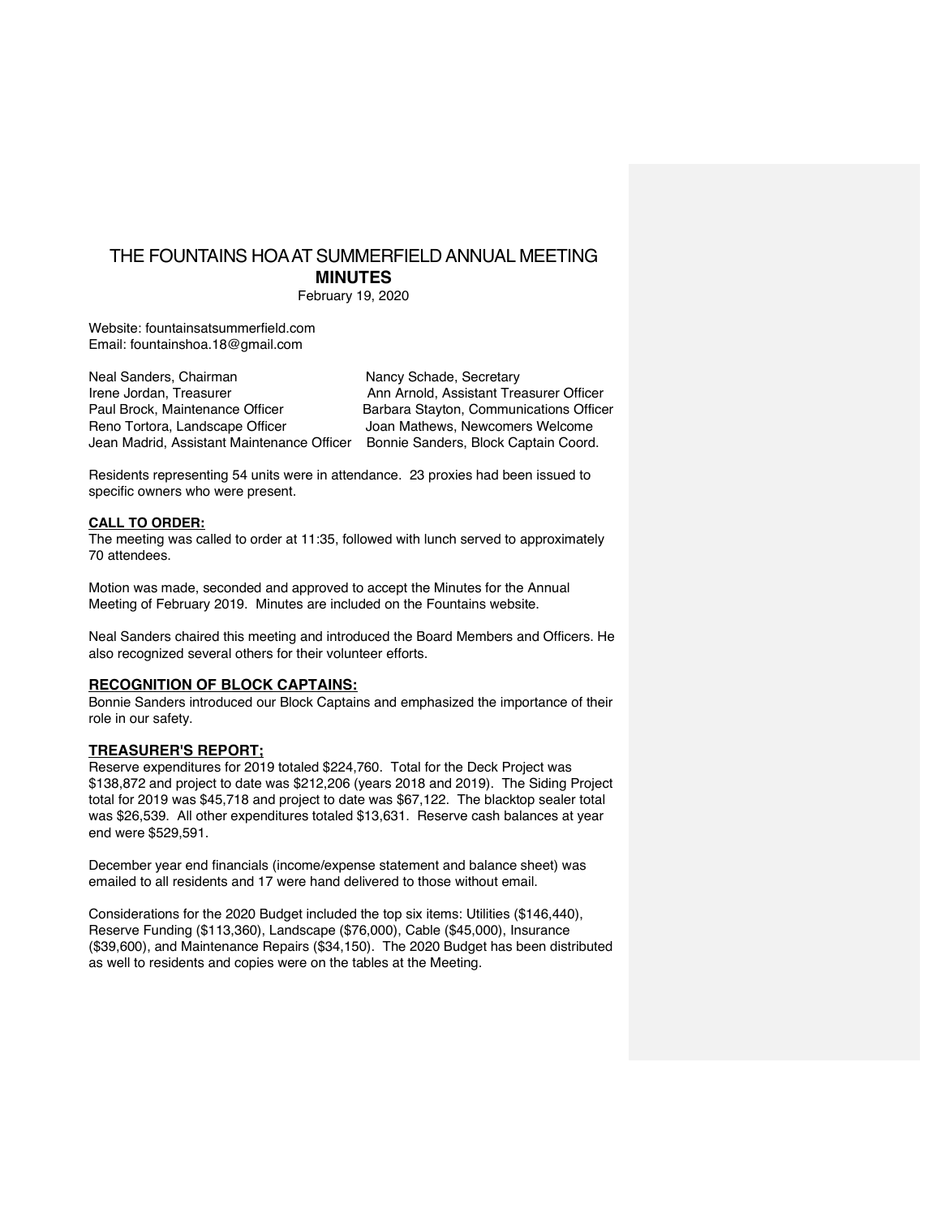# THE FOUNTAINS HOA AT SUMMERFIELD ANNUAL MEETING

## MINUTES

February 19, 2020

Website: fountainsatsummerfield.com
Email: fountainshoa.18@gmail.com

Neal Sanders, Chairman
Irene Jordan, Treasurer
Paul Brock, Maintenance Officer
Reno Tortora, Landscape Officer
Jean Madrid, Assistant Maintenance Officer
Nancy Schade, Secretary
Ann Arnold, Assistant Treasurer Officer
Barbara Stayton, Communications Officer
Joan Mathews, Newcomers Welcome
Bonnie Sanders, Block Captain Coord.

Residents representing 54 units were in attendance. 23 proxies had been issued to specific owners who were present.

### CALL TO ORDER:

The meeting was called to order at 11:35, followed with lunch served to approximately 70 attendees.

Motion was made, seconded and approved to accept the Minutes for the Annual Meeting of February 2019. Minutes are included on the Fountains website.

Neal Sanders chaired this meeting and introduced the Board Members and Officers. He also recognized several others for their volunteer efforts.

### RECOGNITION OF BLOCK CAPTAINS:

Bonnie Sanders introduced our Block Captains and emphasized the importance of their role in our safety.

### TREASURER'S REPORT;

Reserve expenditures for 2019 totaled $224,760. Total for the Deck Project was $138,872 and project to date was $212,206 (years 2018 and 2019). The Siding Project total for 2019 was $45,718 and project to date was $67,122. The blacktop sealer total was $26,539. All other expenditures totaled $13,631. Reserve cash balances at year end were $529,591.

December year end financials (income/expense statement and balance sheet) was emailed to all residents and 17 were hand delivered to those without email.

Considerations for the 2020 Budget included the top six items: Utilities ($146,440), Reserve Funding ($113,360), Landscape ($76,000), Cable ($45,000), Insurance ($39,600), and Maintenance Repairs ($34,150). The 2020 Budget has been distributed as well to residents and copies were on the tables at the Meeting.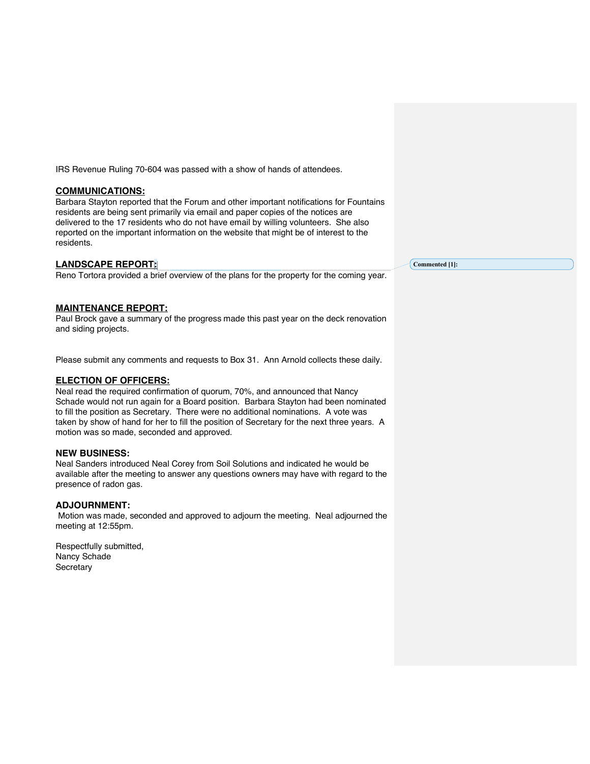IRS Revenue Ruling 70-604 was passed with a show of hands of attendees.

## COMMUNICATIONS:

Barbara Stayton reported that the Forum and other important notifications for Fountains residents are being sent primarily via email and paper copies of the notices are delivered to the 17 residents who do not have email by willing volunteers. She also reported on the important information on the website that might be of interest to the residents.

## LANDSCAPE REPORT:

Reno Tortora provided a brief overview of the plans for the property for the coming year.

Commented [1]:

## MAINTENANCE REPORT:

Paul Brock gave a summary of the progress made this past year on the deck renovation and siding projects.

Please submit any comments and requests to Box 31. Ann Arnold collects these daily.

## ELECTION OF OFFICERS:

Neal read the required confirmation of quorum, 70%, and announced that Nancy Schade would not run again for a Board position. Barbara Stayton had been nominated to fill the position as Secretary. There were no additional nominations. A vote was taken by show of hand for her to fill the position of Secretary for the next three years. A motion was so made, seconded and approved.

## NEW BUSINESS:

Neal Sanders introduced Neal Corey from Soil Solutions and indicated he would be available after the meeting to answer any questions owners may have with regard to the presence of radon gas.

## ADJOURNMENT:

Motion was made, seconded and approved to adjourn the meeting. Neal adjourned the meeting at 12:55pm.

Respectfully submitted,
Nancy Schade
Secretary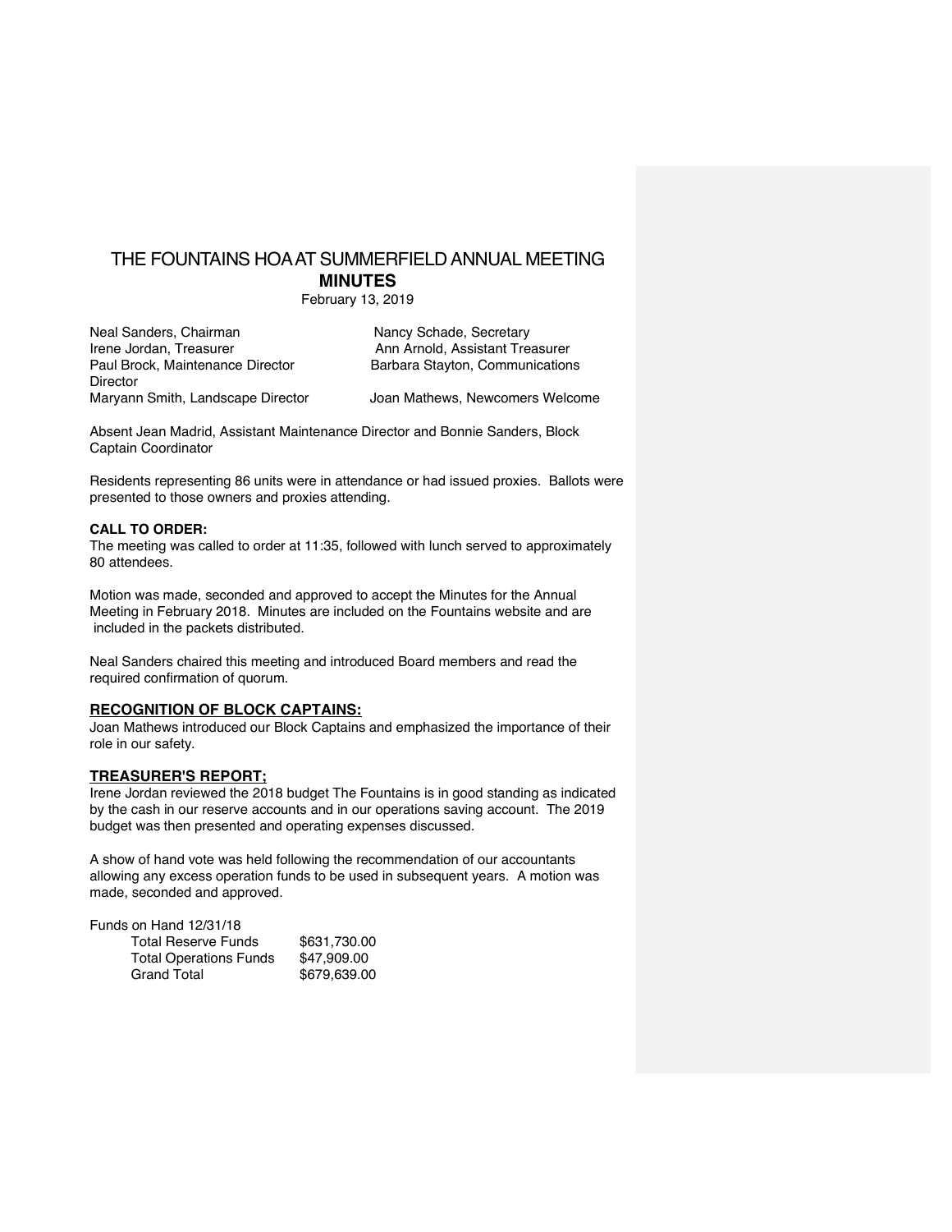# THE FOUNTAINS HOA AT SUMMERFIELD ANNUAL MEETING
## MINUTES

February 13, 2019

| | |
|---|---|
| Neal Sanders, Chairman | Nancy Schade, Secretary |
| Irene Jordan, Treasurer | Ann Arnold, Assistant Treasurer |
| Paul Brock, Maintenance Director | Barbara Stayton, Communications Director |
| Maryann Smith, Landscape Director | Joan Mathews, Newcomers Welcome |

Absent Jean Madrid, Assistant Maintenance Director and Bonnie Sanders, Block Captain Coordinator

Residents representing 86 units were in attendance or had issued proxies. Ballots were presented to those owners and proxies attending.

**CALL TO ORDER:**
The meeting was called to order at 11:35, followed with lunch served to approximately 80 attendees.

Motion was made, seconded and approved to accept the Minutes for the Annual Meeting in February 2018. Minutes are included on the Fountains website and are included in the packets distributed.

Neal Sanders chaired this meeting and introduced Board members and read the required confirmation of quorum.

**RECOGNITION OF BLOCK CAPTAINS:**
Joan Mathews introduced our Block Captains and emphasized the importance of their role in our safety.

**TREASURER'S REPORT;**
Irene Jordan reviewed the 2018 budget The Fountains is in good standing as indicated by the cash in our reserve accounts and in our operations saving account. The 2019 budget was then presented and operating expenses discussed.

A show of hand vote was held following the recommendation of our accountants allowing any excess operation funds to be used in subsequent years. A motion was made, seconded and approved.

Funds on Hand 12/31/18

| | |
|---|---|
| Total Reserve Funds | $631,730.00 |
| Total Operations Funds | $47,909.00 |
| Grand Total | $679,639.00 |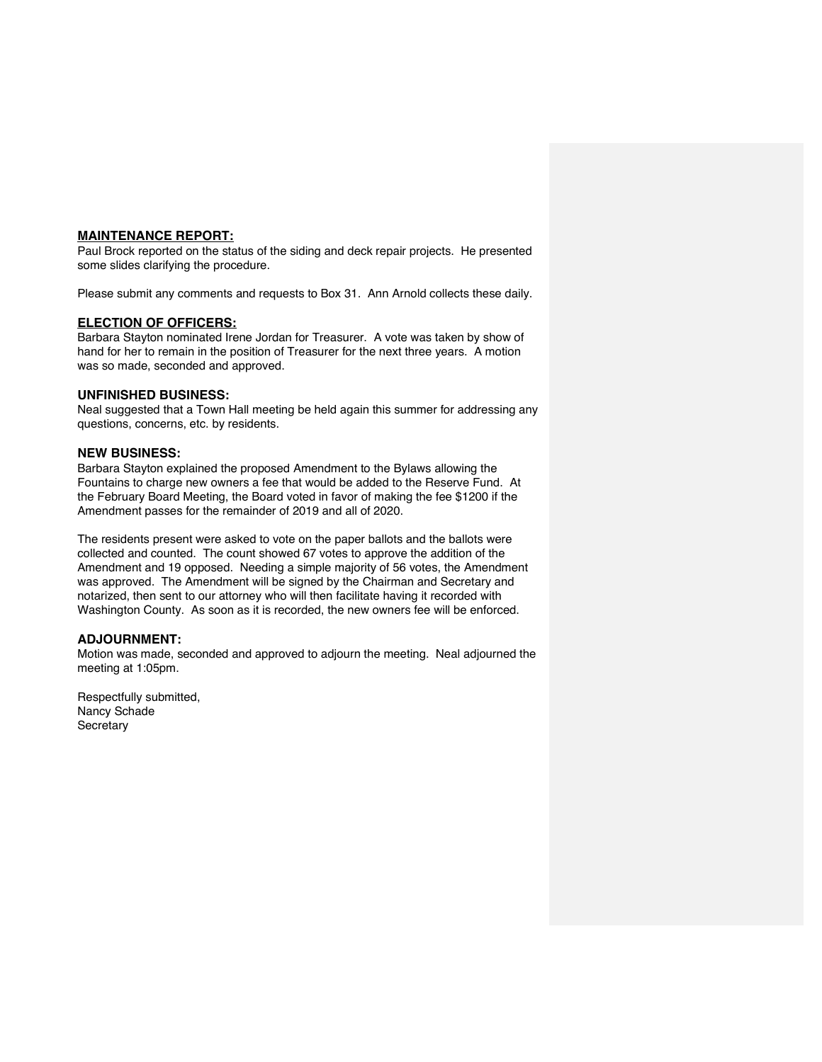## **MAINTENANCE REPORT:**

Paul Brock reported on the status of the siding and deck repair projects. He presented some slides clarifying the procedure.

Please submit any comments and requests to Box 31. Ann Arnold collects these daily.

## **ELECTION OF OFFICERS:**

Barbara Stayton nominated Irene Jordan for Treasurer. A vote was taken by show of hand for her to remain in the position of Treasurer for the next three years. A motion was so made, seconded and approved.

## **UNFINISHED BUSINESS:**

Neal suggested that a Town Hall meeting be held again this summer for addressing any questions, concerns, etc. by residents.

## **NEW BUSINESS:**

Barbara Stayton explained the proposed Amendment to the Bylaws allowing the Fountains to charge new owners a fee that would be added to the Reserve Fund. At the February Board Meeting, the Board voted in favor of making the fee $1200 if the Amendment passes for the remainder of 2019 and all of 2020.

The residents present were asked to vote on the paper ballots and the ballots were collected and counted. The count showed 67 votes to approve the addition of the Amendment and 19 opposed. Needing a simple majority of 56 votes, the Amendment was approved. The Amendment will be signed by the Chairman and Secretary and notarized, then sent to our attorney who will then facilitate having it recorded with Washington County. As soon as it is recorded, the new owners fee will be enforced.

## **ADJOURNMENT:**

Motion was made, seconded and approved to adjourn the meeting. Neal adjourned the meeting at 1:05pm.

Respectfully submitted,
Nancy Schade
Secretary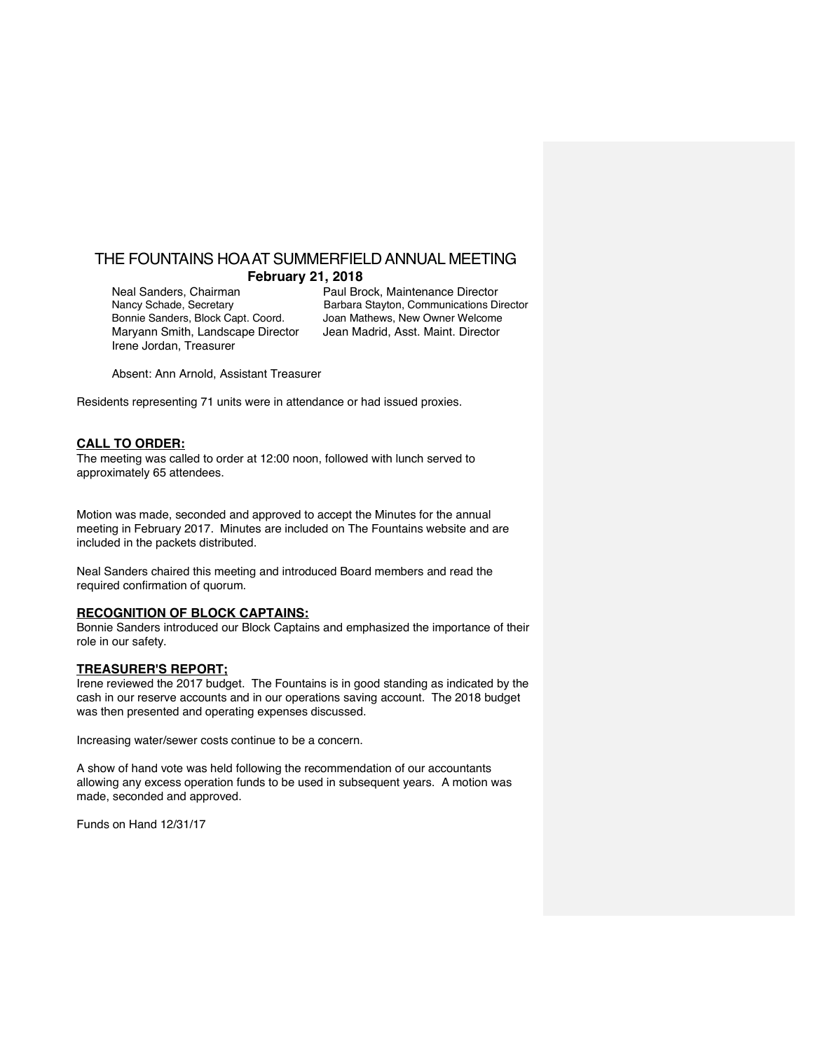# THE FOUNTAINS HOA AT SUMMERFIELD ANNUAL MEETING

## February 21, 2018

Neal Sanders, Chairman
Nancy Schade, Secretary
Bonnie Sanders, Block Capt. Coord.
Maryann Smith, Landscape Director
Irene Jordan, Treasurer
Paul Brock, Maintenance Director
Barbara Stayton, Communications Director
Joan Mathews, New Owner Welcome
Jean Madrid, Asst. Maint. Director

Absent: Ann Arnold, Assistant Treasurer

Residents representing 71 units were in attendance or had issued proxies.

**CALL TO ORDER:**

The meeting was called to order at 12:00 noon, followed with lunch served to approximately 65 attendees.

Motion was made, seconded and approved to accept the Minutes for the annual meeting in February 2017. Minutes are included on The Fountains website and are included in the packets distributed.

Neal Sanders chaired this meeting and introduced Board members and read the required confirmation of quorum.

**RECOGNITION OF BLOCK CAPTAINS:**

Bonnie Sanders introduced our Block Captains and emphasized the importance of their role in our safety.

**TREASURER'S REPORT;**

Irene reviewed the 2017 budget. The Fountains is in good standing as indicated by the cash in our reserve accounts and in our operations saving account. The 2018 budget was then presented and operating expenses discussed.

Increasing water/sewer costs continue to be a concern.

A show of hand vote was held following the recommendation of our accountants allowing any excess operation funds to be used in subsequent years. A motion was made, seconded and approved.

Funds on Hand 12/31/17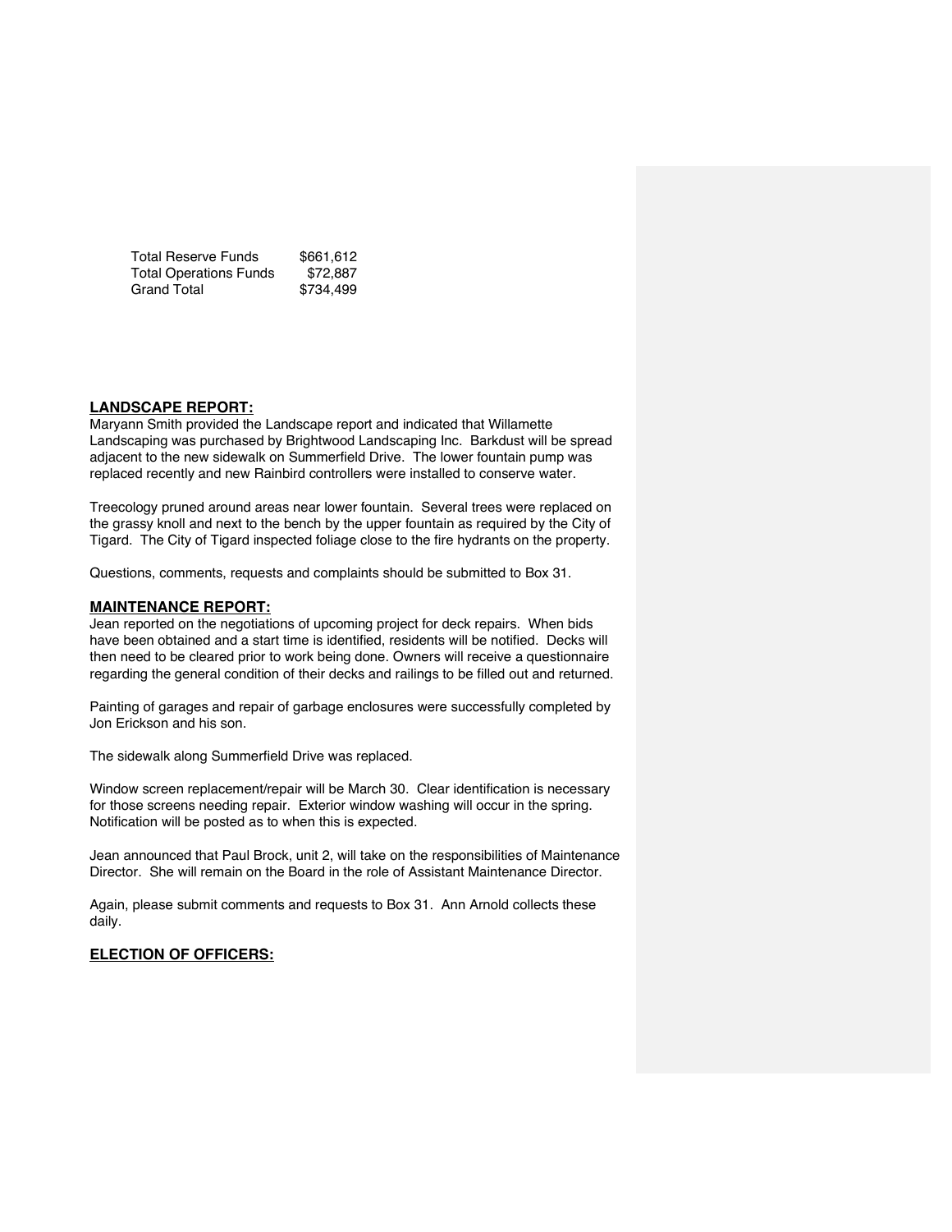| Total Reserve Funds | $661,612 |
|---|---|
| Total Operations Funds | $72,887 |
| Grand Total | $734,499 |

**LANDSCAPE REPORT:**

Maryann Smith provided the Landscape report and indicated that Willamette Landscaping was purchased by Brightwood Landscaping Inc. Barkdust will be spread adjacent to the new sidewalk on Summerfield Drive. The lower fountain pump was replaced recently and new Rainbird controllers were installed to conserve water.

Treecology pruned around areas near lower fountain. Several trees were replaced on the grassy knoll and next to the bench by the upper fountain as required by the City of Tigard. The City of Tigard inspected foliage close to the fire hydrants on the property.

Questions, comments, requests and complaints should be submitted to Box 31.

**MAINTENANCE REPORT:**

Jean reported on the negotiations of upcoming project for deck repairs. When bids have been obtained and a start time is identified, residents will be notified. Decks will then need to be cleared prior to work being done. Owners will receive a questionnaire regarding the general condition of their decks and railings to be filled out and returned.

Painting of garages and repair of garbage enclosures were successfully completed by Jon Erickson and his son.

The sidewalk along Summerfield Drive was replaced.

Window screen replacement/repair will be March 30. Clear identification is necessary for those screens needing repair. Exterior window washing will occur in the spring. Notification will be posted as to when this is expected.

Jean announced that Paul Brock, unit 2, will take on the responsibilities of Maintenance Director. She will remain on the Board in the role of Assistant Maintenance Director.

Again, please submit comments and requests to Box 31. Ann Arnold collects these daily.

**ELECTION OF OFFICERS:**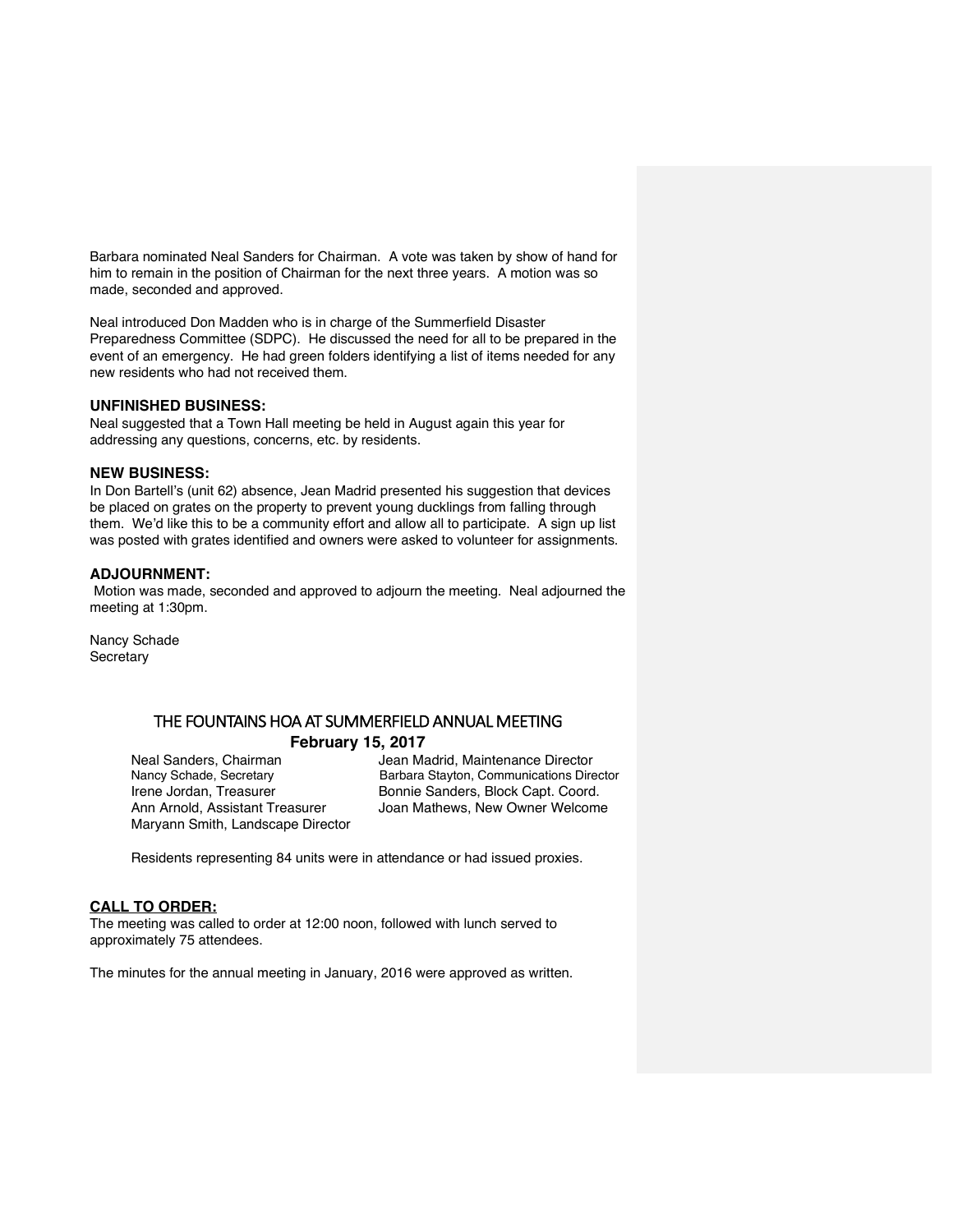Barbara nominated Neal Sanders for Chairman. A vote was taken by show of hand for him to remain in the position of Chairman for the next three years. A motion was so made, seconded and approved.

Neal introduced Don Madden who is in charge of the Summerfield Disaster Preparedness Committee (SDPC). He discussed the need for all to be prepared in the event of an emergency. He had green folders identifying a list of items needed for any new residents who had not received them.

### UNFINISHED BUSINESS:

Neal suggested that a Town Hall meeting be held in August again this year for addressing any questions, concerns, etc. by residents.

### NEW BUSINESS:

In Don Bartell's (unit 62) absence, Jean Madrid presented his suggestion that devices be placed on grates on the property to prevent young ducklings from falling through them. We'd like this to be a community effort and allow all to participate. A sign up list was posted with grates identified and owners were asked to volunteer for assignments.

### ADJOURNMENT:

Motion was made, seconded and approved to adjourn the meeting. Neal adjourned the meeting at 1:30pm.

Nancy Schade
Secretary

## THE FOUNTAINS HOA AT SUMMERFIELD ANNUAL MEETING

**February 15, 2017**

Neal Sanders, Chairman
Nancy Schade, Secretary
Irene Jordan, Treasurer
Ann Arnold, Assistant Treasurer
Maryann Smith, Landscape Director
Jean Madrid, Maintenance Director
Barbara Stayton, Communications Director
Bonnie Sanders, Block Capt. Coord.
Joan Mathews, New Owner Welcome

Residents representing 84 units were in attendance or had issued proxies.

### CALL TO ORDER:

The meeting was called to order at 12:00 noon, followed with lunch served to approximately 75 attendees.

The minutes for the annual meeting in January, 2016 were approved as written.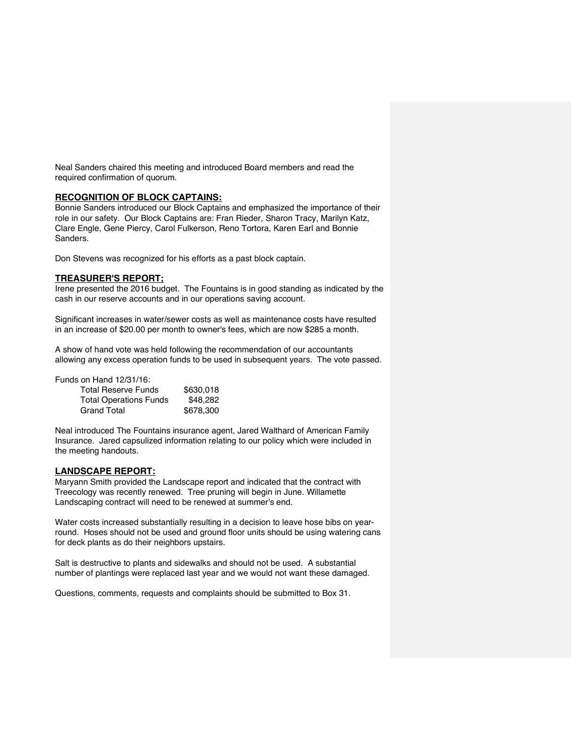Neal Sanders chaired this meeting and introduced Board members and read the required confirmation of quorum.

**RECOGNITION OF BLOCK CAPTAINS:**

Bonnie Sanders introduced our Block Captains and emphasized the importance of their role in our safety. Our Block Captains are: Fran Rieder, Sharon Tracy, Marilyn Katz, Clare Engle, Gene Piercy, Carol Fulkerson, Reno Tortora, Karen Earl and Bonnie Sanders.

Don Stevens was recognized for his efforts as a past block captain.

**TREASURER'S REPORT;**

Irene presented the 2016 budget. The Fountains is in good standing as indicated by the cash in our reserve accounts and in our operations saving account.

Significant increases in water/sewer costs as well as maintenance costs have resulted in an increase of $20.00 per month to owner's fees, which are now $285 a month.

A show of hand vote was held following the recommendation of our accountants allowing any excess operation funds to be used in subsequent years. The vote passed.

Funds on Hand 12/31/16:

| | |
|---|---|
| Total Reserve Funds | $630,018 |
| Total Operations Funds | $48,282 |
| Grand Total | $678,300 |

Neal introduced The Fountains insurance agent, Jared Walthard of American Family Insurance. Jared capsulized information relating to our policy which were included in the meeting handouts.

**LANDSCAPE REPORT:**

Maryann Smith provided the Landscape report and indicated that the contract with Treecology was recently renewed. Tree pruning will begin in June. Willamette Landscaping contract will need to be renewed at summer's end.

Water costs increased substantially resulting in a decision to leave hose bibs on year-round. Hoses should not be used and ground floor units should be using watering cans for deck plants as do their neighbors upstairs.

Salt is destructive to plants and sidewalks and should not be used. A substantial number of plantings were replaced last year and we would not want these damaged.

Questions, comments, requests and complaints should be submitted to Box 31.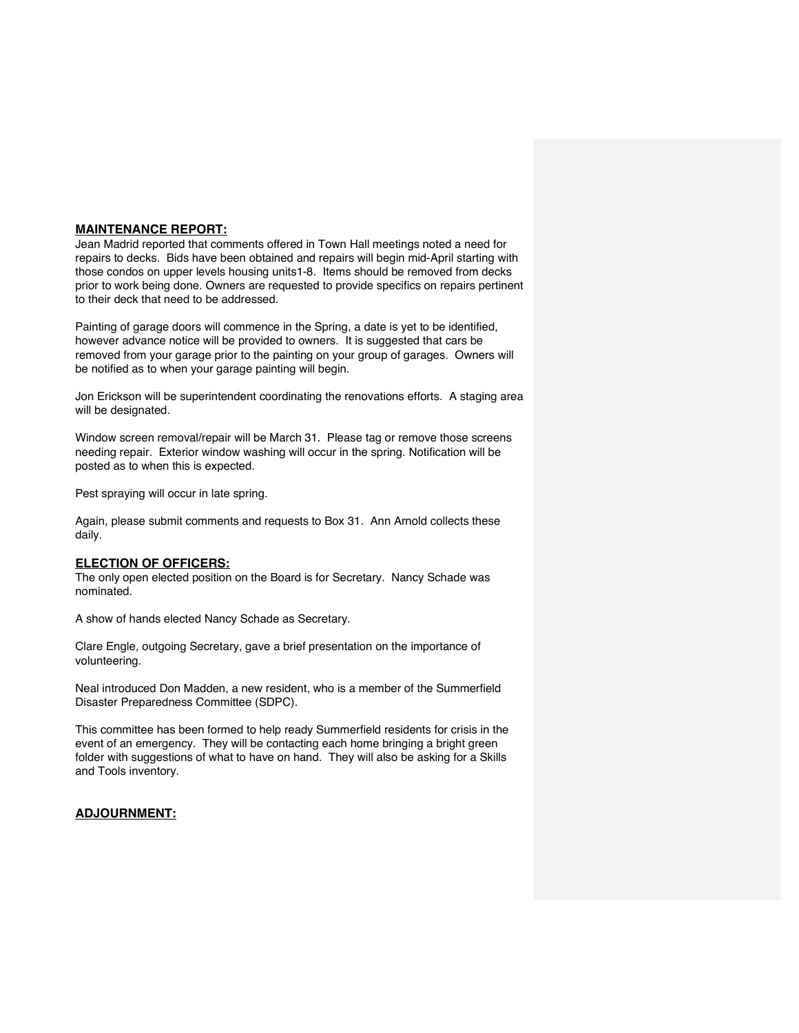**MAINTENANCE REPORT:**
Jean Madrid reported that comments offered in Town Hall meetings noted a need for repairs to decks. Bids have been obtained and repairs will begin mid-April starting with those condos on upper levels housing units1-8. Items should be removed from decks prior to work being done. Owners are requested to provide specifics on repairs pertinent to their deck that need to be addressed.

Painting of garage doors will commence in the Spring, a date is yet to be identified, however advance notice will be provided to owners. It is suggested that cars be removed from your garage prior to the painting on your group of garages. Owners will be notified as to when your garage painting will begin.

Jon Erickson will be superintendent coordinating the renovations efforts. A staging area will be designated.

Window screen removal/repair will be March 31. Please tag or remove those screens needing repair. Exterior window washing will occur in the spring. Notification will be posted as to when this is expected.

Pest spraying will occur in late spring.

Again, please submit comments and requests to Box 31. Ann Arnold collects these daily.

**ELECTION OF OFFICERS:**
The only open elected position on the Board is for Secretary. Nancy Schade was nominated.

A show of hands elected Nancy Schade as Secretary.

Clare Engle, outgoing Secretary, gave a brief presentation on the importance of volunteering.

Neal introduced Don Madden, a new resident, who is a member of the Summerfield Disaster Preparedness Committee (SDPC).

This committee has been formed to help ready Summerfield residents for crisis in the event of an emergency. They will be contacting each home bringing a bright green folder with suggestions of what to have on hand. They will also be asking for a Skills and Tools inventory.

**ADJOURNMENT:**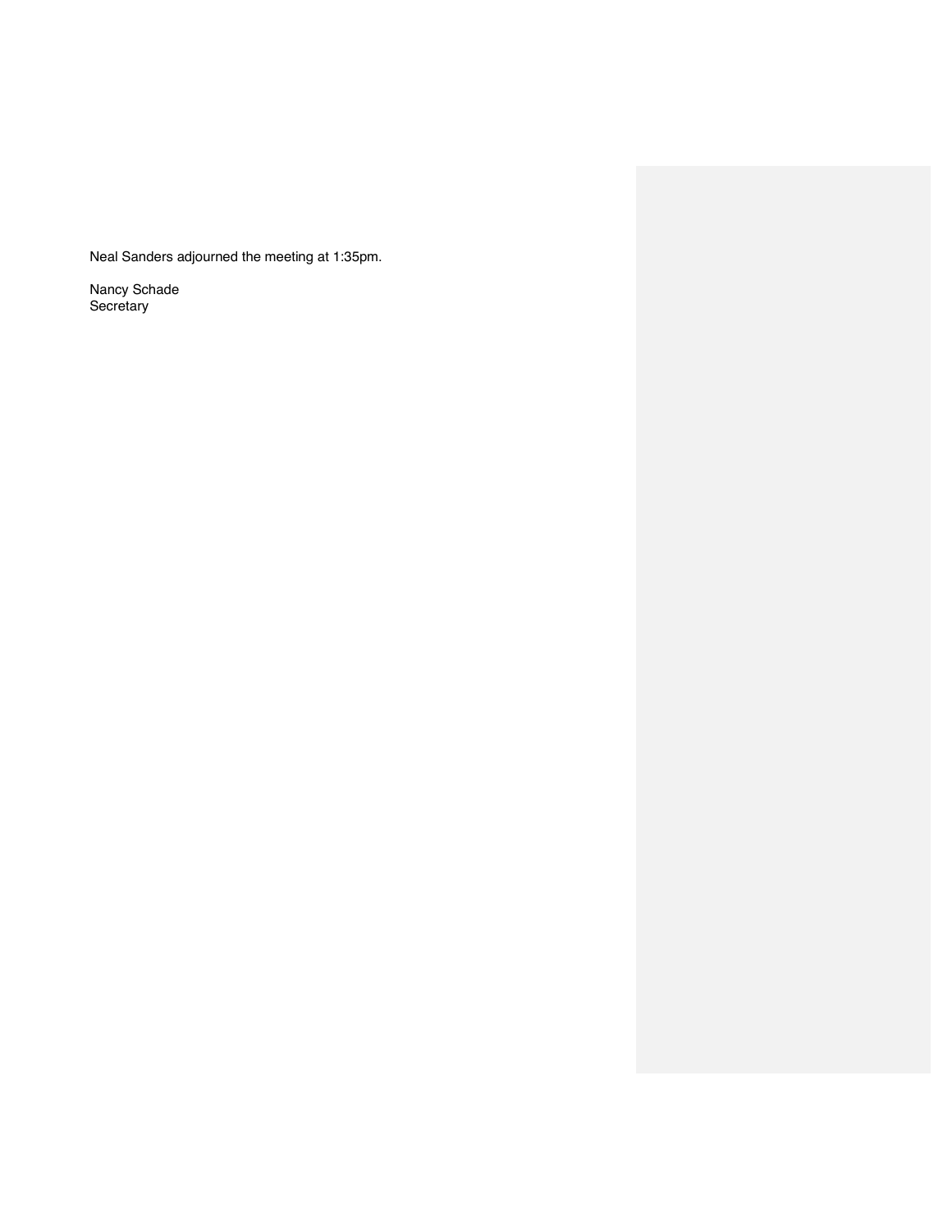Neal Sanders adjourned the meeting at 1:35pm.

Nancy Schade
Secretary